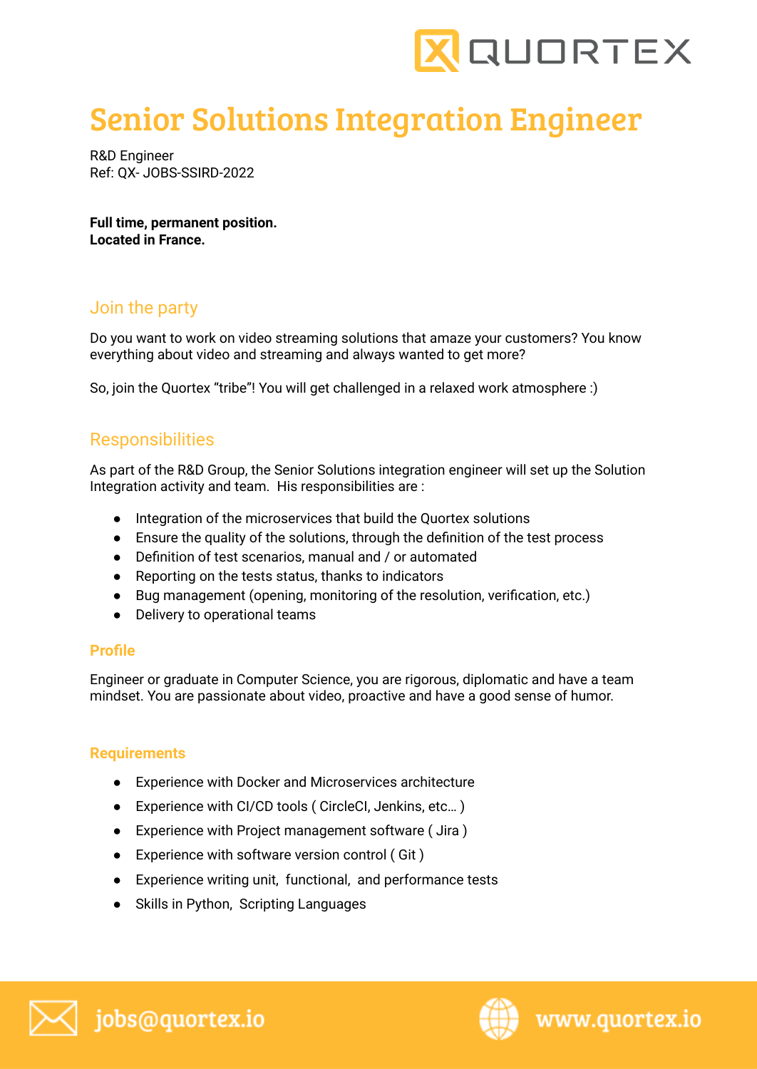# Senior Solutions Integration Engineer

R&D Engineer
Ref: QX- JOBS-SSIRD-2022

**Full time, permanent position.**
**Located in France.**

## Join the party

Do you want to work on video streaming solutions that amaze your customers? You know everything about video and streaming and always wanted to get more?

So, join the Quortex "tribe"! You will get challenged in a relaxed work atmosphere :)

## Responsibilities

As part of the R&D Group, the Senior Solutions integration engineer will set up the Solution Integration activity and team. His responsibilities are :

- Integration of the microservices that build the Quortex solutions
- Ensure the quality of the solutions, through the definition of the test process
- Definition of test scenarios, manual and / or automated
- Reporting on the tests status, thanks to indicators
- Bug management (opening, monitoring of the resolution, verification, etc.)
- Delivery to operational teams

### Profile

Engineer or graduate in Computer Science, you are rigorous, diplomatic and have a team mindset. You are passionate about video, proactive and have a good sense of humor.

### Requirements

- Experience with Docker and Microservices architecture
- Experience with CI/CD tools ( CircleCI, Jenkins, etc… )
- Experience with Project management software ( Jira )
- Experience with software version control ( Git )
- Experience writing unit, functional, and performance tests
- Skills in Python, Scripting Languages

jobs@quortex.io

www.quortex.io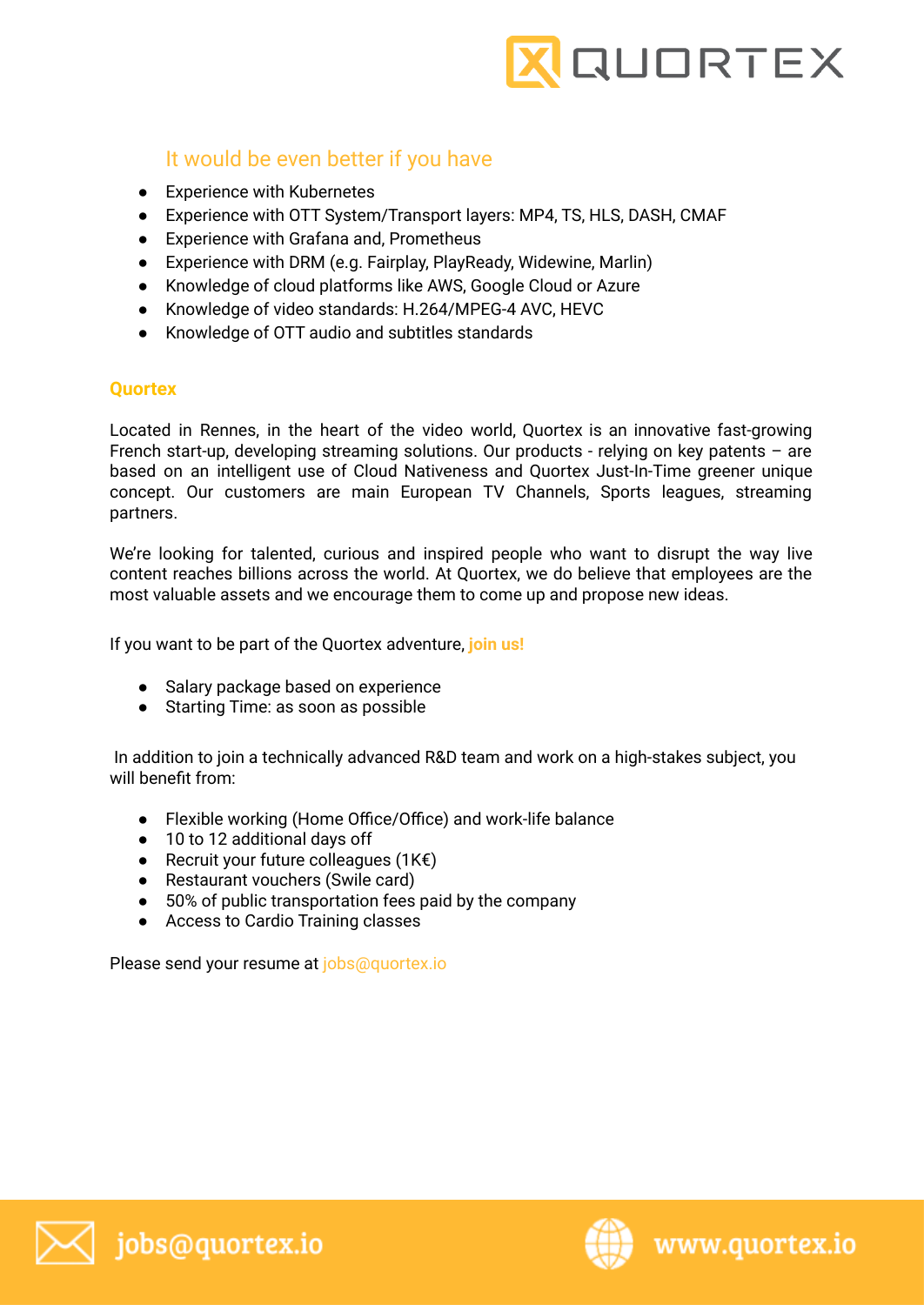## It would be even better if you have

- Experience with Kubernetes
- Experience with OTT System/Transport layers: MP4, TS, HLS, DASH, CMAF
- Experience with Grafana and, Prometheus
- Experience with DRM (e.g. Fairplay, PlayReady, Widewine, Marlin)
- Knowledge of cloud platforms like AWS, Google Cloud or Azure
- Knowledge of video standards: H.264/MPEG-4 AVC, HEVC
- Knowledge of OTT audio and subtitles standards

**Quortex**

Located in Rennes, in the heart of the video world, Quortex is an innovative fast-growing French start-up, developing streaming solutions. Our products - relying on key patents – are based on an intelligent use of Cloud Nativeness and Quortex Just-In-Time greener unique concept. Our customers are main European TV Channels, Sports leagues, streaming partners.

We're looking for talented, curious and inspired people who want to disrupt the way live content reaches billions across the world. At Quortex, we do believe that employees are the most valuable assets and we encourage them to come up and propose new ideas.

If you want to be part of the Quortex adventure, **join us!**

- Salary package based on experience
- Starting Time: as soon as possible

In addition to join a technically advanced R&D team and work on a high-stakes subject, you will benefit from:

- Flexible working (Home Office/Office) and work-life balance
- 10 to 12 additional days off
- Recruit your future colleagues (1K€)
- Restaurant vouchers (Swile card)
- 50% of public transportation fees paid by the company
- Access to Cardio Training classes

Please send your resume at jobs@quortex.io